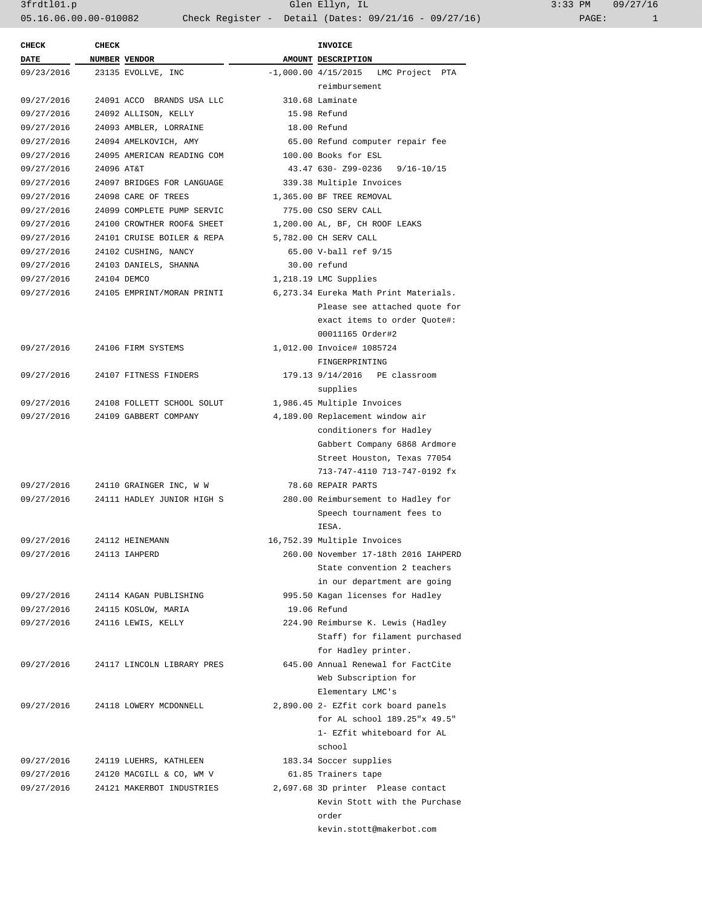| CHECK DATE | CHECK NUMBER | VENDOR | AMOUNT | INVOICE DESCRIPTION |
|---|---|---|---|---|
| 09/23/2016 | 23135 | EVOLLVE, INC | -1,000.00 | 4/15/2015 LMC Project PTA reimbursement |
| 09/27/2016 | 24091 | ACCO BRANDS USA LLC | 310.68 | Laminate |
| 09/27/2016 | 24092 | ALLISON, KELLY | 15.98 | Refund |
| 09/27/2016 | 24093 | AMBLER, LORRAINE | 18.00 | Refund |
| 09/27/2016 | 24094 | AMELKOVICH, AMY | 65.00 | Refund computer repair fee |
| 09/27/2016 | 24095 | AMERICAN READING COM | 100.00 | Books for ESL |
| 09/27/2016 | 24096 | AT&T | 43.47 | 630- Z99-0236 9/16-10/15 |
| 09/27/2016 | 24097 | BRIDGES FOR LANGUAGE | 339.38 | Multiple Invoices |
| 09/27/2016 | 24098 | CARE OF TREES | 1,365.00 | BF TREE REMOVAL |
| 09/27/2016 | 24099 | COMPLETE PUMP SERVIC | 775.00 | CSO SERV CALL |
| 09/27/2016 | 24100 | CROWTHER ROOF& SHEET | 1,200.00 | AL, BF, CH ROOF LEAKS |
| 09/27/2016 | 24101 | CRUISE BOILER & REPA | 5,782.00 | CH SERV CALL |
| 09/27/2016 | 24102 | CUSHING, NANCY | 65.00 | V-ball ref 9/15 |
| 09/27/2016 | 24103 | DANIELS, SHANNA | 30.00 | refund |
| 09/27/2016 | 24104 | DEMCO | 1,218.19 | LMC Supplies |
| 09/27/2016 | 24105 | EMPRINT/MORAN PRINTI | 6,273.34 | Eureka Math Print Materials. Please see attached quote for exact items to order Quote#: 00011165 Order#2 |
| 09/27/2016 | 24106 | FIRM SYSTEMS | 1,012.00 | Invoice# 1085724 FINGERPRINTING |
| 09/27/2016 | 24107 | FITNESS FINDERS | 179.13 | 9/14/2016 PE classroom supplies |
| 09/27/2016 | 24108 | FOLLETT SCHOOL SOLUT | 1,986.45 | Multiple Invoices |
| 09/27/2016 | 24109 | GABBERT COMPANY | 4,189.00 | Replacement window air conditioners for Hadley Gabbert Company 6868 Ardmore Street Houston, Texas 77054 713-747-4110 713-747-0192 fx |
| 09/27/2016 | 24110 | GRAINGER INC, W W | 78.60 | REPAIR PARTS |
| 09/27/2016 | 24111 | HADLEY JUNIOR HIGH S | 280.00 | Reimbursement to Hadley for Speech tournament fees to IESA. |
| 09/27/2016 | 24112 | HEINEMANN | 16,752.39 | Multiple Invoices |
| 09/27/2016 | 24113 | IAHPERD | 260.00 | November 17-18th 2016 IAHPERD State convention 2 teachers in our department are going |
| 09/27/2016 | 24114 | KAGAN PUBLISHING | 995.50 | Kagan licenses for Hadley |
| 09/27/2016 | 24115 | KOSLOW, MARIA | 19.06 | Refund |
| 09/27/2016 | 24116 | LEWIS, KELLY | 224.90 | Reimburse K. Lewis (Hadley Staff) for filament purchased for Hadley printer. |
| 09/27/2016 | 24117 | LINCOLN LIBRARY PRES | 645.00 | Annual Renewal for FactCite Web Subscription for Elementary LMC's |
| 09/27/2016 | 24118 | LOWERY MCDONNELL | 2,890.00 | 2- EZfit cork board panels for AL school 189.25"x 49.5" 1- EZfit whiteboard for AL school |
| 09/27/2016 | 24119 | LUEHRS, KATHLEEN | 183.34 | Soccer supplies |
| 09/27/2016 | 24120 | MACGILL & CO, WM V | 61.85 | Trainers tape |
| 09/27/2016 | 24121 | MAKERBOT INDUSTRIES | 2,697.68 | 3D printer Please contact Kevin Stott with the Purchase order kevin.stott@makerbot.com |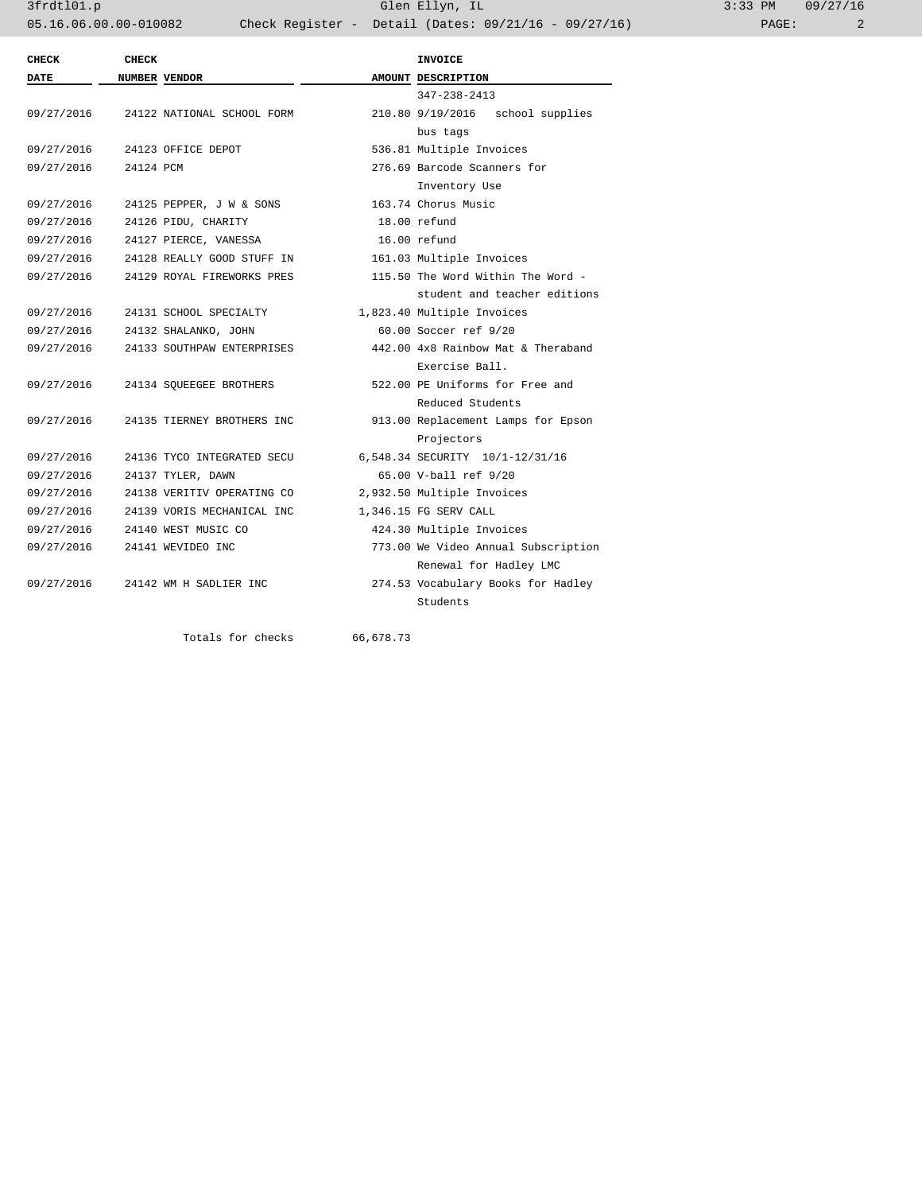| CHECK DATE | CHECK NUMBER | VENDOR | AMOUNT | INVOICE DESCRIPTION |
|---|---|---|---|---|
| | | | | 347-238-2413 |
| 09/27/2016 | 24122 | NATIONAL SCHOOL FORM | 210.80 | 9/19/2016 school supplies bus tags |
| 09/27/2016 | 24123 | OFFICE DEPOT | 536.81 | Multiple Invoices |
| 09/27/2016 | 24124 | PCM | 276.69 | Barcode Scanners for Inventory Use |
| 09/27/2016 | 24125 | PEPPER, J W & SONS | 163.74 | Chorus Music |
| 09/27/2016 | 24126 | PIDU, CHARITY | 18.00 | refund |
| 09/27/2016 | 24127 | PIERCE, VANESSA | 16.00 | refund |
| 09/27/2016 | 24128 | REALLY GOOD STUFF IN | 161.03 | Multiple Invoices |
| 09/27/2016 | 24129 | ROYAL FIREWORKS PRES | 115.50 | The Word Within The Word - student and teacher editions |
| 09/27/2016 | 24131 | SCHOOL SPECIALTY | 1,823.40 | Multiple Invoices |
| 09/27/2016 | 24132 | SHALANKO, JOHN | 60.00 | Soccer ref 9/20 |
| 09/27/2016 | 24133 | SOUTHPAW ENTERPRISES | 442.00 | 4x8 Rainbow Mat & Theraband Exercise Ball. |
| 09/27/2016 | 24134 | SQUEEGEE BROTHERS | 522.00 | PE Uniforms for Free and Reduced Students |
| 09/27/2016 | 24135 | TIERNEY BROTHERS INC | 913.00 | Replacement Lamps for Epson Projectors |
| 09/27/2016 | 24136 | TYCO INTEGRATED SECU | 6,548.34 | SECURITY 10/1-12/31/16 |
| 09/27/2016 | 24137 | TYLER, DAWN | 65.00 | V-ball ref 9/20 |
| 09/27/2016 | 24138 | VERITIV OPERATING CO | 2,932.50 | Multiple Invoices |
| 09/27/2016 | 24139 | VORIS MECHANICAL INC | 1,346.15 | FG SERV CALL |
| 09/27/2016 | 24140 | WEST MUSIC CO | 424.30 | Multiple Invoices |
| 09/27/2016 | 24141 | WEVIDEO INC | 773.00 | We Video Annual Subscription Renewal for Hadley LMC |
| 09/27/2016 | 24142 | WM H SADLIER INC | 274.53 | Vocabulary Books for Hadley Students |
| | | Totals for checks | 66,678.73 | |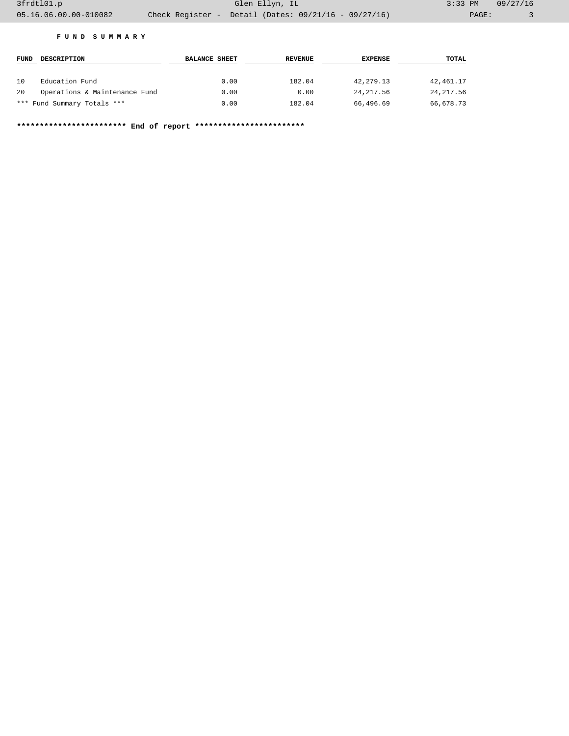**F U N D   S U M M A R Y**

| FUND | DESCRIPTION | BALANCE SHEET | REVENUE | EXPENSE | TOTAL |
|---|---|---|---|---|---|
| 10 | Education Fund | 0.00 | 182.04 | 42,279.13 | 42,461.17 |
| 20 | Operations & Maintenance Fund | 0.00 | 0.00 | 24,217.56 | 24,217.56 |
| *** Fund Summary Totals *** | | 0.00 | 182.04 | 66,496.69 | 66,678.73 |

**************************** End of report ****************************